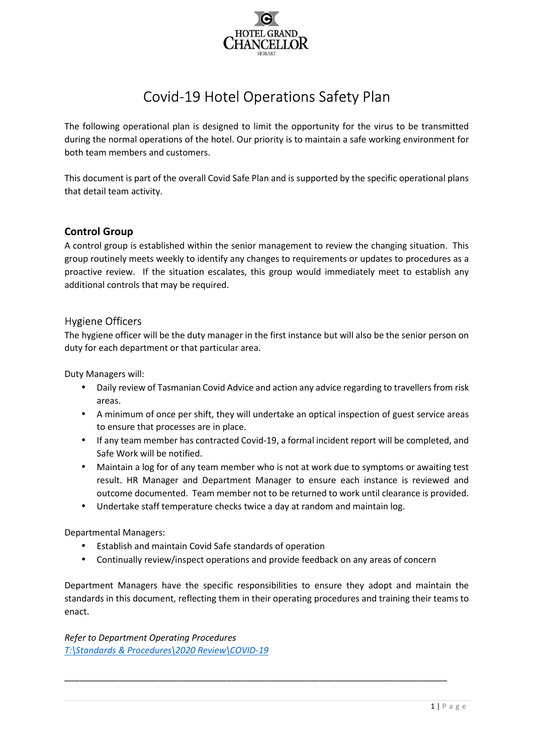HOTEL GRAND CHANCELLOR HOBART

# Covid-19 Hotel Operations Safety Plan

The following operational plan is designed to limit the opportunity for the virus to be transmitted during the normal operations of the hotel. Our priority is to maintain a safe working environment for both team members and customers.

This document is part of the overall Covid Safe Plan and is supported by the specific operational plans that detail team activity.

## Control Group

A control group is established within the senior management to review the changing situation. This group routinely meets weekly to identify any changes to requirements or updates to procedures as a proactive review. If the situation escalates, this group would immediately meet to establish any additional controls that may be required.

## Hygiene Officers

The hygiene officer will be the duty manager in the first instance but will also be the senior person on duty for each department or that particular area.

Duty Managers will:

- Daily review of Tasmanian Covid Advice and action any advice regarding to travellers from risk areas.
- A minimum of once per shift, they will undertake an optical inspection of guest service areas to ensure that processes are in place.
- If any team member has contracted Covid-19, a formal incident report will be completed, and Safe Work will be notified.
- Maintain a log for of any team member who is not at work due to symptoms or awaiting test result. HR Manager and Department Manager to ensure each instance is reviewed and outcome documented. Team member not to be returned to work until clearance is provided.
- Undertake staff temperature checks twice a day at random and maintain log.

Departmental Managers:

- Establish and maintain Covid Safe standards of operation
- Continually review/inspect operations and provide feedback on any areas of concern

Department Managers have the specific responsibilities to ensure they adopt and maintain the standards in this document, reflecting them in their operating procedures and training their teams to enact.

*Refer to Department Operating Procedures*
*T:\Standards & Procedures\2020 Review\COVID-19*

---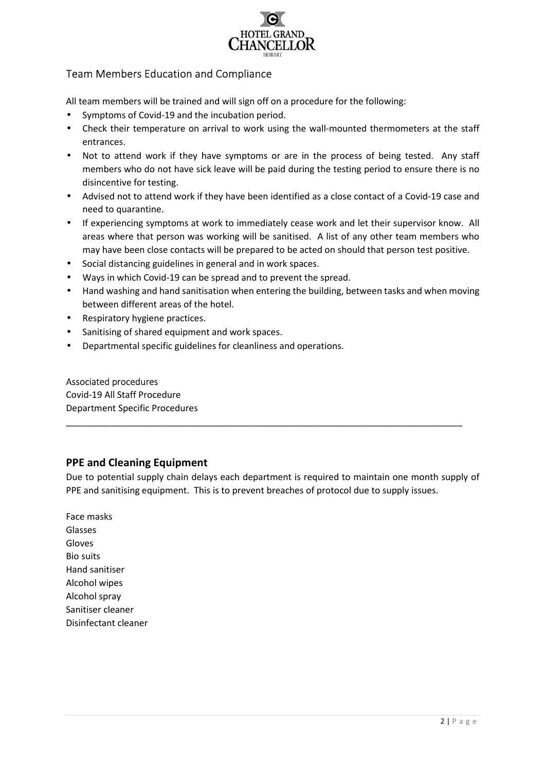## Team Members Education and Compliance

All team members will be trained and will sign off on a procedure for the following:

- Symptoms of Covid-19 and the incubation period.
- Check their temperature on arrival to work using the wall-mounted thermometers at the staff entrances.
- Not to attend work if they have symptoms or are in the process of being tested. Any staff members who do not have sick leave will be paid during the testing period to ensure there is no disincentive for testing.
- Advised not to attend work if they have been identified as a close contact of a Covid-19 case and need to quarantine.
- If experiencing symptoms at work to immediately cease work and let their supervisor know. All areas where that person was working will be sanitised. A list of any other team members who may have been close contacts will be prepared to be acted on should that person test positive.
- Social distancing guidelines in general and in work spaces.
- Ways in which Covid-19 can be spread and to prevent the spread.
- Hand washing and hand sanitisation when entering the building, between tasks and when moving between different areas of the hotel.
- Respiratory hygiene practices.
- Sanitising of shared equipment and work spaces.
- Departmental specific guidelines for cleanliness and operations.

Associated procedures
Covid-19 All Staff Procedure
Department Specific Procedures

---

### PPE and Cleaning Equipment

Due to potential supply chain delays each department is required to maintain one month supply of PPE and sanitising equipment. This is to prevent breaches of protocol due to supply issues.

Face masks
Glasses
Gloves
Bio suits
Hand sanitiser
Alcohol wipes
Alcohol spray
Sanitiser cleaner
Disinfectant cleaner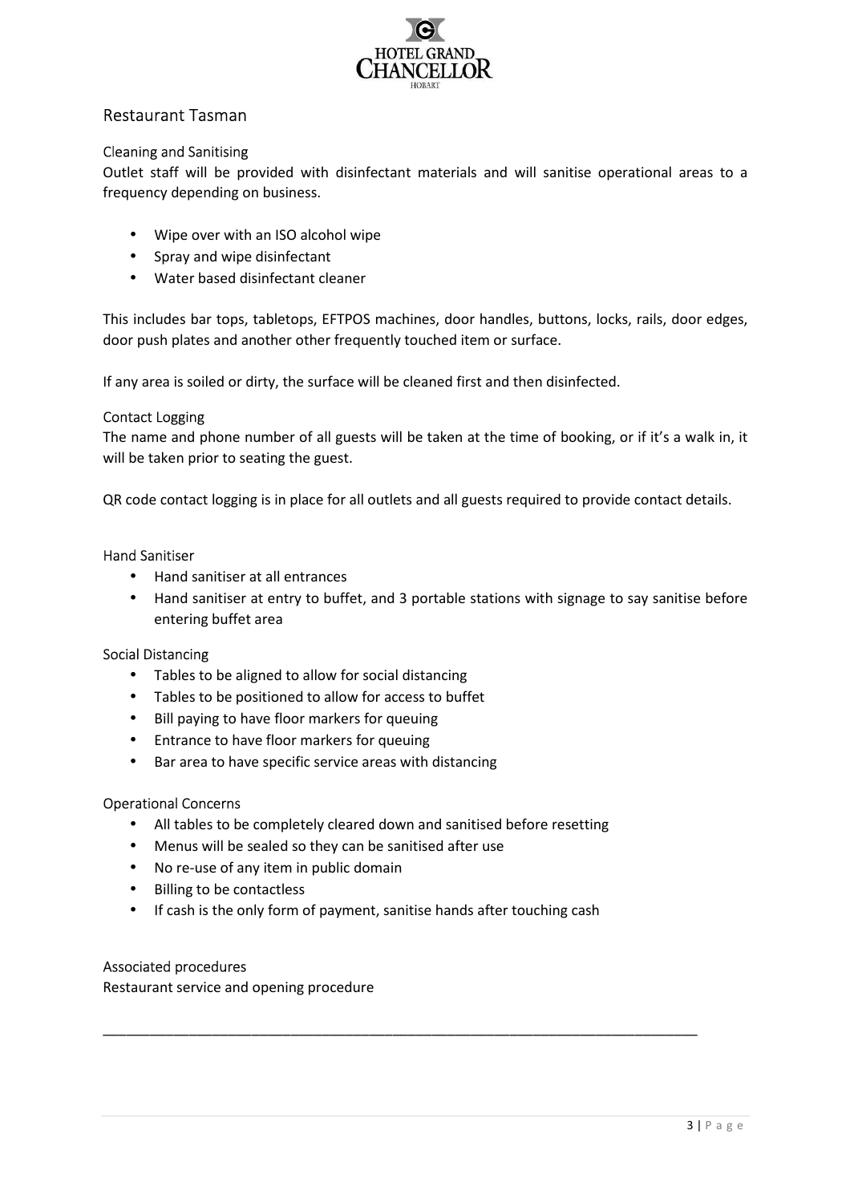## Restaurant Tasman

### Cleaning and Sanitising

Outlet staff will be provided with disinfectant materials and will sanitise operational areas to a frequency depending on business.

- Wipe over with an ISO alcohol wipe
- Spray and wipe disinfectant
- Water based disinfectant cleaner

This includes bar tops, tabletops, EFTPOS machines, door handles, buttons, locks, rails, door edges, door push plates and another other frequently touched item or surface.

If any area is soiled or dirty, the surface will be cleaned first and then disinfected.

### Contact Logging

The name and phone number of all guests will be taken at the time of booking, or if it's a walk in, it will be taken prior to seating the guest.

QR code contact logging is in place for all outlets and all guests required to provide contact details.

### Hand Sanitiser

- Hand sanitiser at all entrances
- Hand sanitiser at entry to buffet, and 3 portable stations with signage to say sanitise before entering buffet area

### Social Distancing

- Tables to be aligned to allow for social distancing
- Tables to be positioned to allow for access to buffet
- Bill paying to have floor markers for queuing
- Entrance to have floor markers for queuing
- Bar area to have specific service areas with distancing

### Operational Concerns

- All tables to be completely cleared down and sanitised before resetting
- Menus will be sealed so they can be sanitised after use
- No re-use of any item in public domain
- Billing to be contactless
- If cash is the only form of payment, sanitise hands after touching cash

### Associated procedures

Restaurant service and opening procedure

---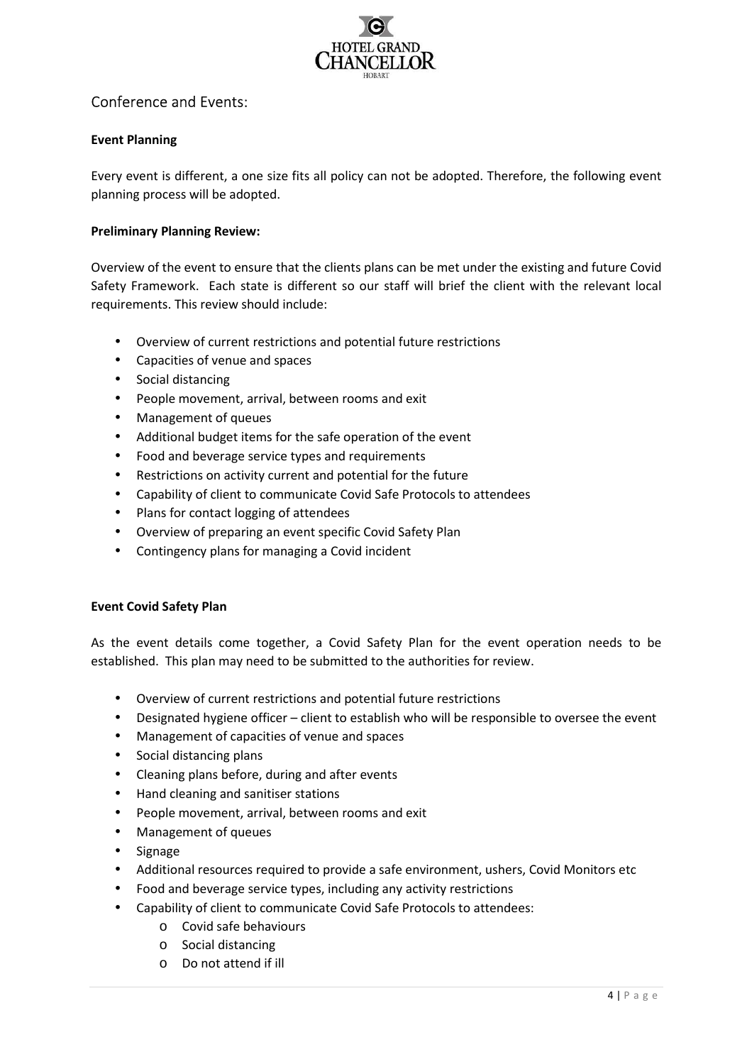## Conference and Events:

**Event Planning**

Every event is different, a one size fits all policy can not be adopted. Therefore, the following event planning process will be adopted.

**Preliminary Planning Review:**

Overview of the event to ensure that the clients plans can be met under the existing and future Covid Safety Framework. Each state is different so our staff will brief the client with the relevant local requirements. This review should include:

- Overview of current restrictions and potential future restrictions
- Capacities of venue and spaces
- Social distancing
- People movement, arrival, between rooms and exit
- Management of queues
- Additional budget items for the safe operation of the event
- Food and beverage service types and requirements
- Restrictions on activity current and potential for the future
- Capability of client to communicate Covid Safe Protocols to attendees
- Plans for contact logging of attendees
- Overview of preparing an event specific Covid Safety Plan
- Contingency plans for managing a Covid incident

**Event Covid Safety Plan**

As the event details come together, a Covid Safety Plan for the event operation needs to be established. This plan may need to be submitted to the authorities for review.

- Overview of current restrictions and potential future restrictions
- Designated hygiene officer – client to establish who will be responsible to oversee the event
- Management of capacities of venue and spaces
- Social distancing plans
- Cleaning plans before, during and after events
- Hand cleaning and sanitiser stations
- People movement, arrival, between rooms and exit
- Management of queues
- Signage
- Additional resources required to provide a safe environment, ushers, Covid Monitors etc
- Food and beverage service types, including any activity restrictions
- Capability of client to communicate Covid Safe Protocols to attendees:
  - Covid safe behaviours
  - Social distancing
  - Do not attend if ill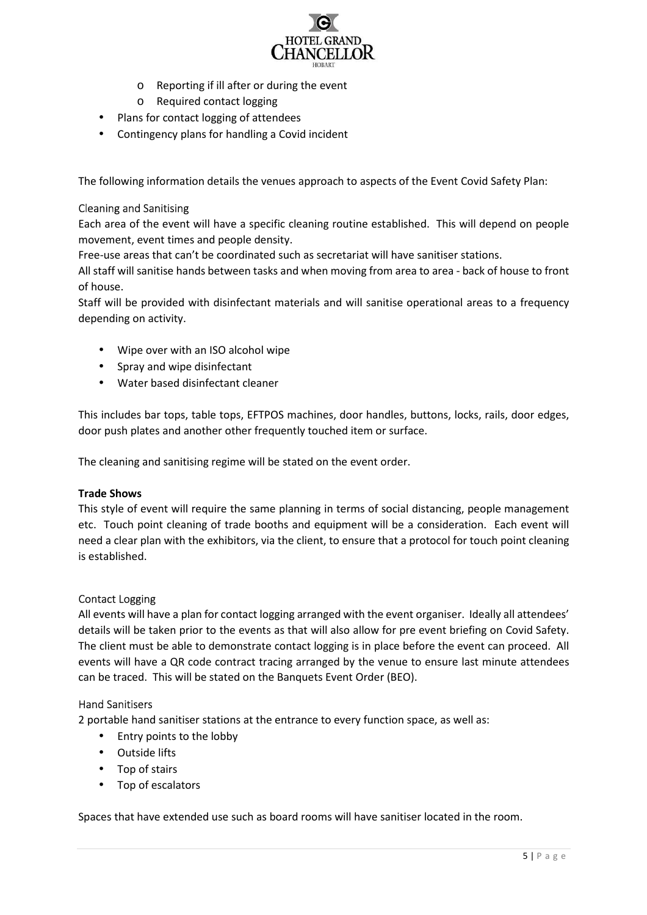- Reporting if ill after or during the event
  - Required contact logging
- Plans for contact logging of attendees
- Contingency plans for handling a Covid incident

The following information details the venues approach to aspects of the Event Covid Safety Plan:

### Cleaning and Sanitising

Each area of the event will have a specific cleaning routine established. This will depend on people movement, event times and people density.

Free-use areas that can't be coordinated such as secretariat will have sanitiser stations.

All staff will sanitise hands between tasks and when moving from area to area - back of house to front of house.

Staff will be provided with disinfectant materials and will sanitise operational areas to a frequency depending on activity.

- Wipe over with an ISO alcohol wipe
- Spray and wipe disinfectant
- Water based disinfectant cleaner

This includes bar tops, table tops, EFTPOS machines, door handles, buttons, locks, rails, door edges, door push plates and another other frequently touched item or surface.

The cleaning and sanitising regime will be stated on the event order.

**Trade Shows**

This style of event will require the same planning in terms of social distancing, people management etc. Touch point cleaning of trade booths and equipment will be a consideration. Each event will need a clear plan with the exhibitors, via the client, to ensure that a protocol for touch point cleaning is established.

### Contact Logging

All events will have a plan for contact logging arranged with the event organiser. Ideally all attendees' details will be taken prior to the events as that will also allow for pre event briefing on Covid Safety. The client must be able to demonstrate contact logging is in place before the event can proceed. All events will have a QR code contract tracing arranged by the venue to ensure last minute attendees can be traced. This will be stated on the Banquets Event Order (BEO).

### Hand Sanitisers

2 portable hand sanitiser stations at the entrance to every function space, as well as:

- Entry points to the lobby
- Outside lifts
- Top of stairs
- Top of escalators

Spaces that have extended use such as board rooms will have sanitiser located in the room.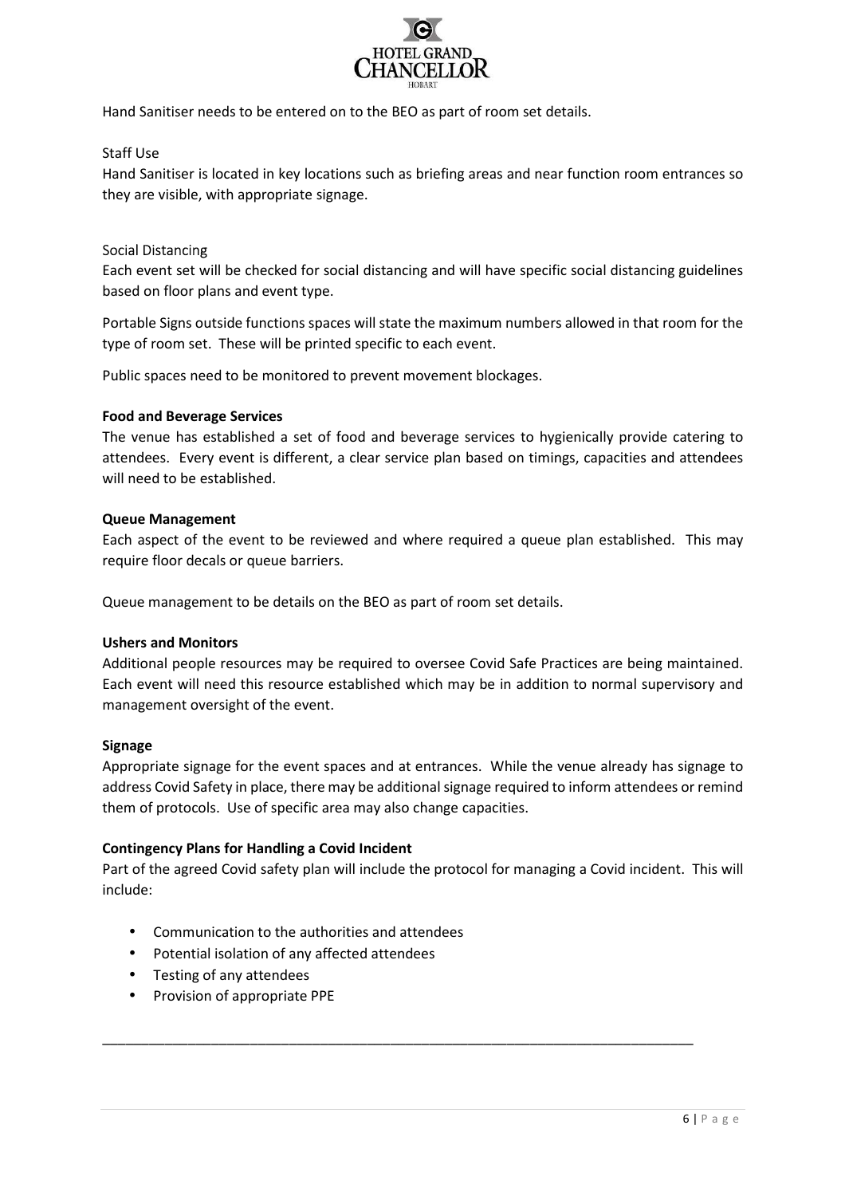Hand Sanitiser needs to be entered on to the BEO as part of room set details.

Staff Use

Hand Sanitiser is located in key locations such as briefing areas and near function room entrances so they are visible, with appropriate signage.

Social Distancing

Each event set will be checked for social distancing and will have specific social distancing guidelines based on floor plans and event type.

Portable Signs outside functions spaces will state the maximum numbers allowed in that room for the type of room set. These will be printed specific to each event.

Public spaces need to be monitored to prevent movement blockages.

**Food and Beverage Services**

The venue has established a set of food and beverage services to hygienically provide catering to attendees. Every event is different, a clear service plan based on timings, capacities and attendees will need to be established.

**Queue Management**

Each aspect of the event to be reviewed and where required a queue plan established. This may require floor decals or queue barriers.

Queue management to be details on the BEO as part of room set details.

**Ushers and Monitors**

Additional people resources may be required to oversee Covid Safe Practices are being maintained. Each event will need this resource established which may be in addition to normal supervisory and management oversight of the event.

**Signage**

Appropriate signage for the event spaces and at entrances. While the venue already has signage to address Covid Safety in place, there may be additional signage required to inform attendees or remind them of protocols. Use of specific area may also change capacities.

**Contingency Plans for Handling a Covid Incident**

Part of the agreed Covid safety plan will include the protocol for managing a Covid incident. This will include:

- Communication to the authorities and attendees
- Potential isolation of any affected attendees
- Testing of any attendees
- Provision of appropriate PPE

---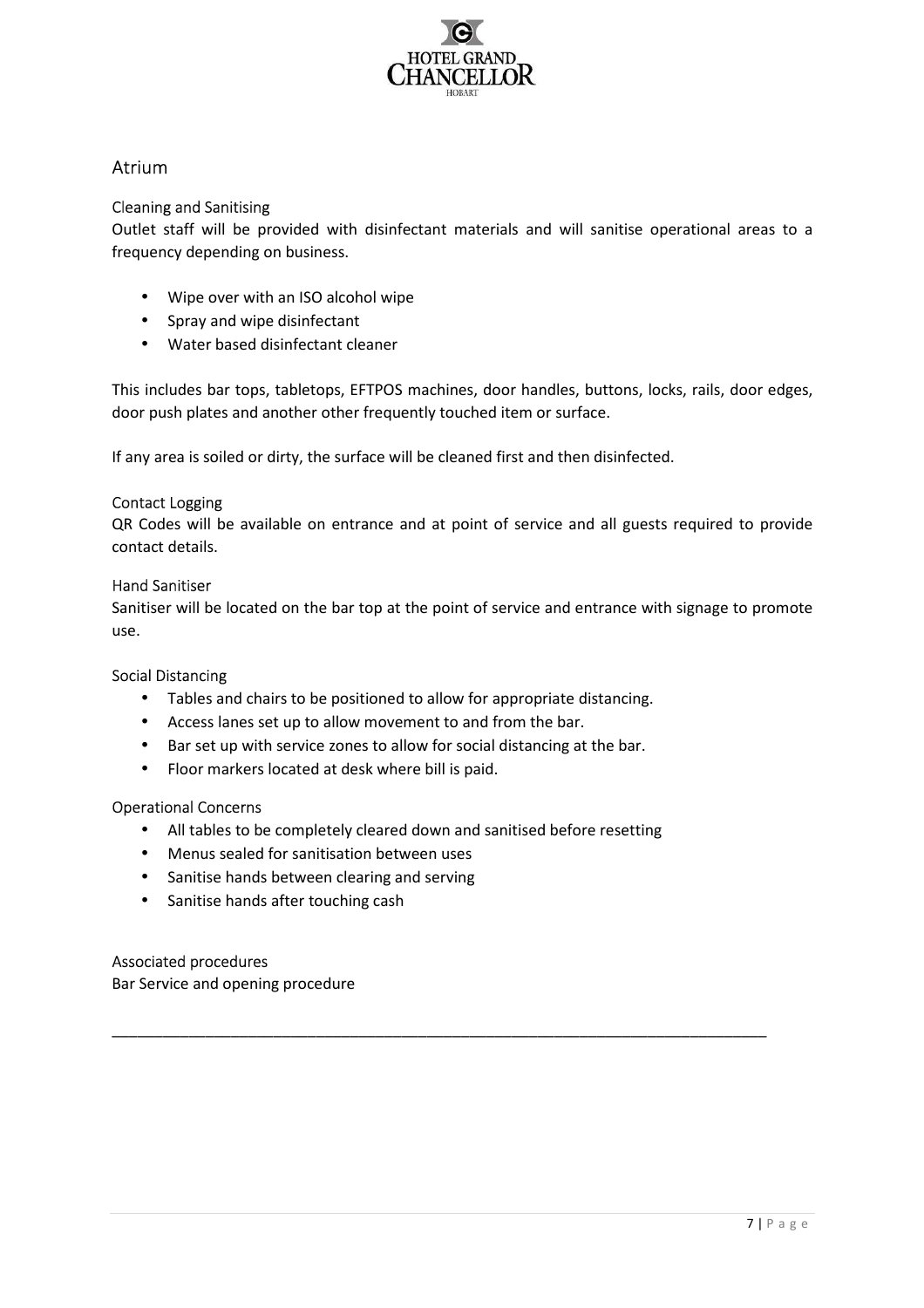## Atrium

### Cleaning and Sanitising

Outlet staff will be provided with disinfectant materials and will sanitise operational areas to a frequency depending on business.

- Wipe over with an ISO alcohol wipe
- Spray and wipe disinfectant
- Water based disinfectant cleaner

This includes bar tops, tabletops, EFTPOS machines, door handles, buttons, locks, rails, door edges, door push plates and another other frequently touched item or surface.

If any area is soiled or dirty, the surface will be cleaned first and then disinfected.

### Contact Logging

QR Codes will be available on entrance and at point of service and all guests required to provide contact details.

### Hand Sanitiser

Sanitiser will be located on the bar top at the point of service and entrance with signage to promote use.

### Social Distancing

- Tables and chairs to be positioned to allow for appropriate distancing.
- Access lanes set up to allow movement to and from the bar.
- Bar set up with service zones to allow for social distancing at the bar.
- Floor markers located at desk where bill is paid.

### Operational Concerns

- All tables to be completely cleared down and sanitised before resetting
- Menus sealed for sanitisation between uses
- Sanitise hands between clearing and serving
- Sanitise hands after touching cash

### Associated procedures

Bar Service and opening procedure

---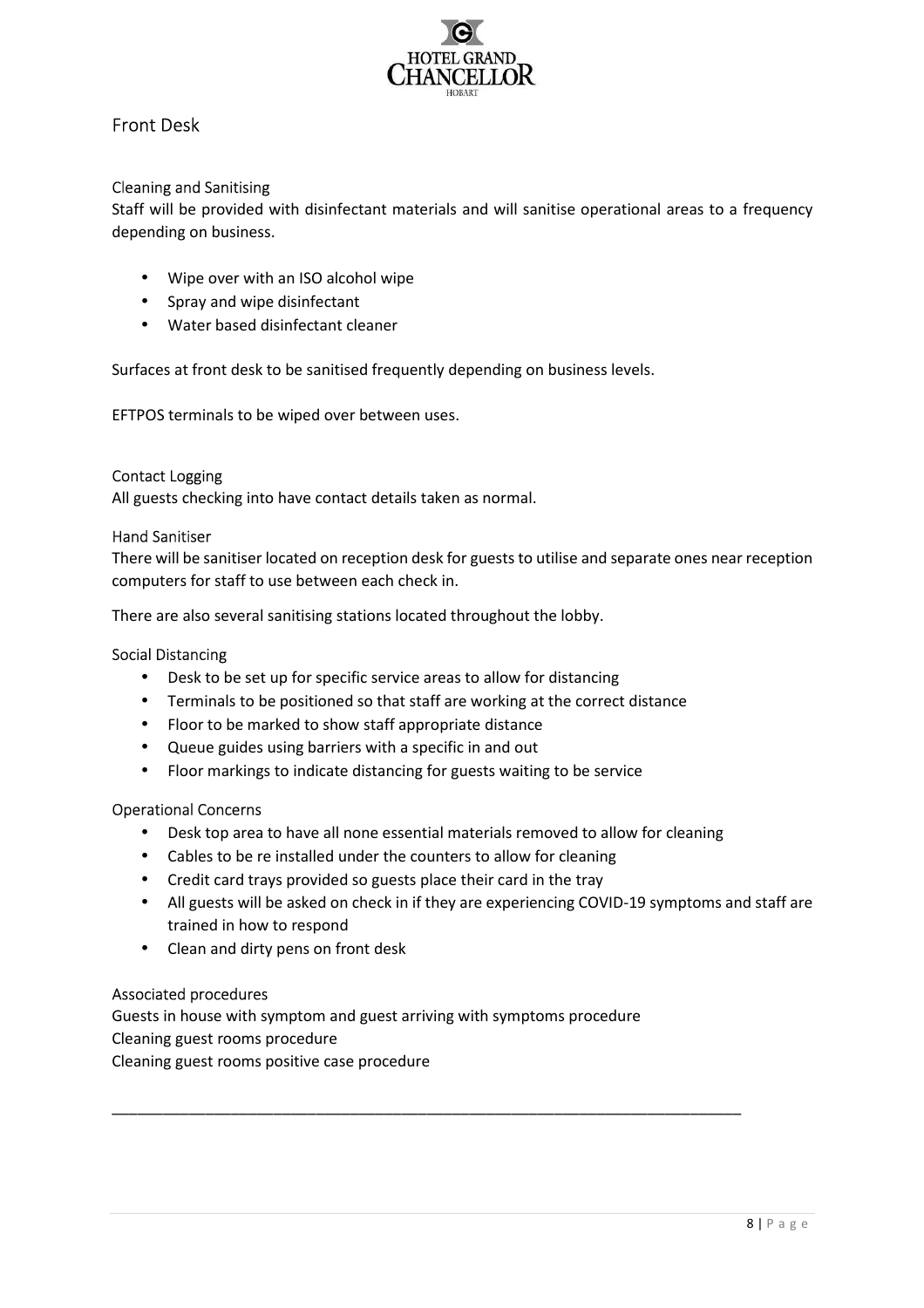## Front Desk

### Cleaning and Sanitising

Staff will be provided with disinfectant materials and will sanitise operational areas to a frequency depending on business.

- Wipe over with an ISO alcohol wipe
- Spray and wipe disinfectant
- Water based disinfectant cleaner

Surfaces at front desk to be sanitised frequently depending on business levels.

EFTPOS terminals to be wiped over between uses.

### Contact Logging

All guests checking into have contact details taken as normal.

### Hand Sanitiser

There will be sanitiser located on reception desk for guests to utilise and separate ones near reception computers for staff to use between each check in.

There are also several sanitising stations located throughout the lobby.

### Social Distancing

- Desk to be set up for specific service areas to allow for distancing
- Terminals to be positioned so that staff are working at the correct distance
- Floor to be marked to show staff appropriate distance
- Queue guides using barriers with a specific in and out
- Floor markings to indicate distancing for guests waiting to be service

### Operational Concerns

- Desk top area to have all none essential materials removed to allow for cleaning
- Cables to be re installed under the counters to allow for cleaning
- Credit card trays provided so guests place their card in the tray
- All guests will be asked on check in if they are experiencing COVID-19 symptoms and staff are trained in how to respond
- Clean and dirty pens on front desk

### Associated procedures

Guests in house with symptom and guest arriving with symptoms procedure
Cleaning guest rooms procedure
Cleaning guest rooms positive case procedure

---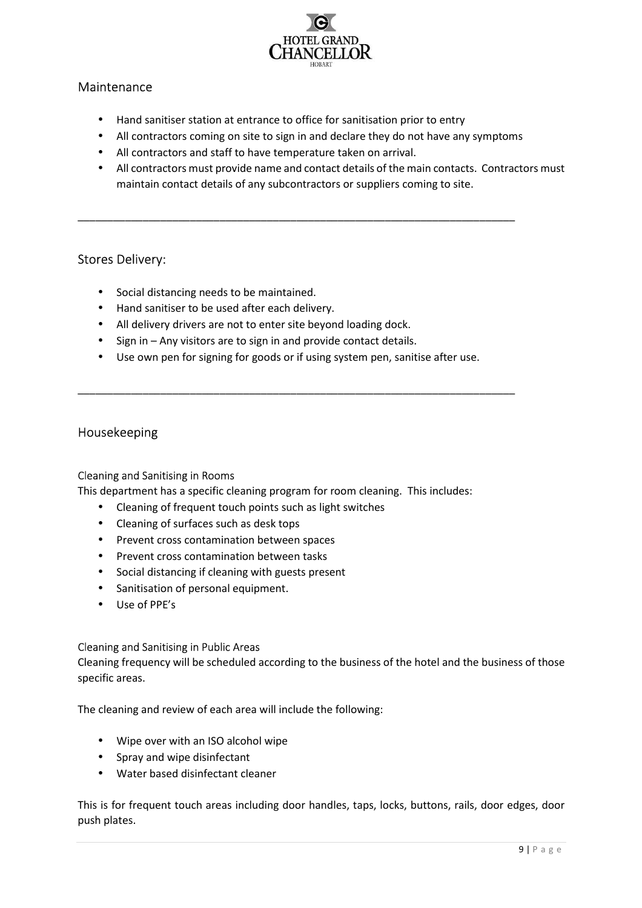## Maintenance

- Hand sanitiser station at entrance to office for sanitisation prior to entry
- All contractors coming on site to sign in and declare they do not have any symptoms
- All contractors and staff to have temperature taken on arrival.
- All contractors must provide name and contact details of the main contacts. Contractors must maintain contact details of any subcontractors or suppliers coming to site.

---

## Stores Delivery:

- Social distancing needs to be maintained.
- Hand sanitiser to be used after each delivery.
- All delivery drivers are not to enter site beyond loading dock.
- Sign in – Any visitors are to sign in and provide contact details.
- Use own pen for signing for goods or if using system pen, sanitise after use.

---

## Housekeeping

### Cleaning and Sanitising in Rooms

This department has a specific cleaning program for room cleaning. This includes:

- Cleaning of frequent touch points such as light switches
- Cleaning of surfaces such as desk tops
- Prevent cross contamination between spaces
- Prevent cross contamination between tasks
- Social distancing if cleaning with guests present
- Sanitisation of personal equipment.
- Use of PPE's

### Cleaning and Sanitising in Public Areas

Cleaning frequency will be scheduled according to the business of the hotel and the business of those specific areas.

The cleaning and review of each area will include the following:

- Wipe over with an ISO alcohol wipe
- Spray and wipe disinfectant
- Water based disinfectant cleaner

This is for frequent touch areas including door handles, taps, locks, buttons, rails, door edges, door push plates.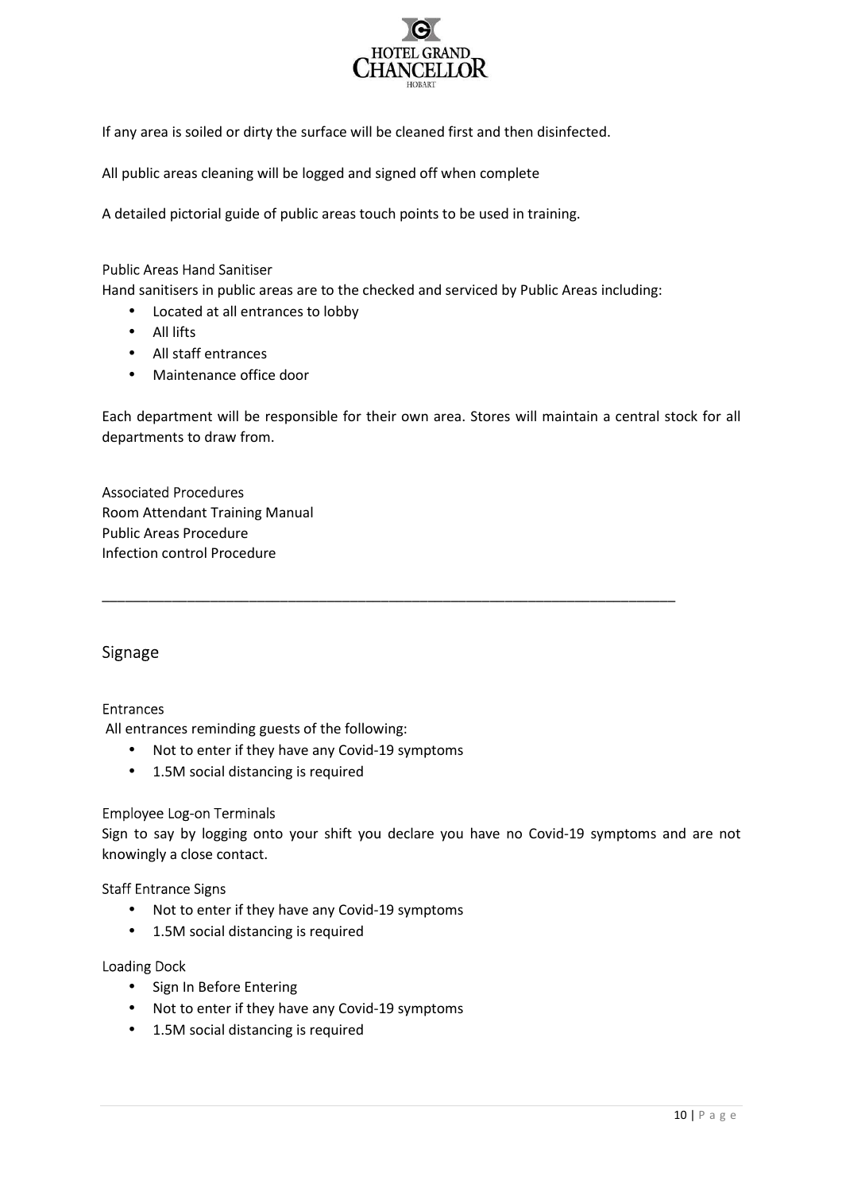If any area is soiled or dirty the surface will be cleaned first and then disinfected.

All public areas cleaning will be logged and signed off when complete

A detailed pictorial guide of public areas touch points to be used in training.

### Public Areas Hand Sanitiser

Hand sanitisers in public areas are to the checked and serviced by Public Areas including:

- Located at all entrances to lobby
- All lifts
- All staff entrances
- Maintenance office door

Each department will be responsible for their own area. Stores will maintain a central stock for all departments to draw from.

### Associated Procedures

Room Attendant Training Manual
Public Areas Procedure
Infection control Procedure

---

## Signage

### Entrances

All entrances reminding guests of the following:

- Not to enter if they have any Covid-19 symptoms
- 1.5M social distancing is required

### Employee Log-on Terminals

Sign to say by logging onto your shift you declare you have no Covid-19 symptoms and are not knowingly a close contact.

### Staff Entrance Signs

- Not to enter if they have any Covid-19 symptoms
- 1.5M social distancing is required

### Loading Dock

- Sign In Before Entering
- Not to enter if they have any Covid-19 symptoms
- 1.5M social distancing is required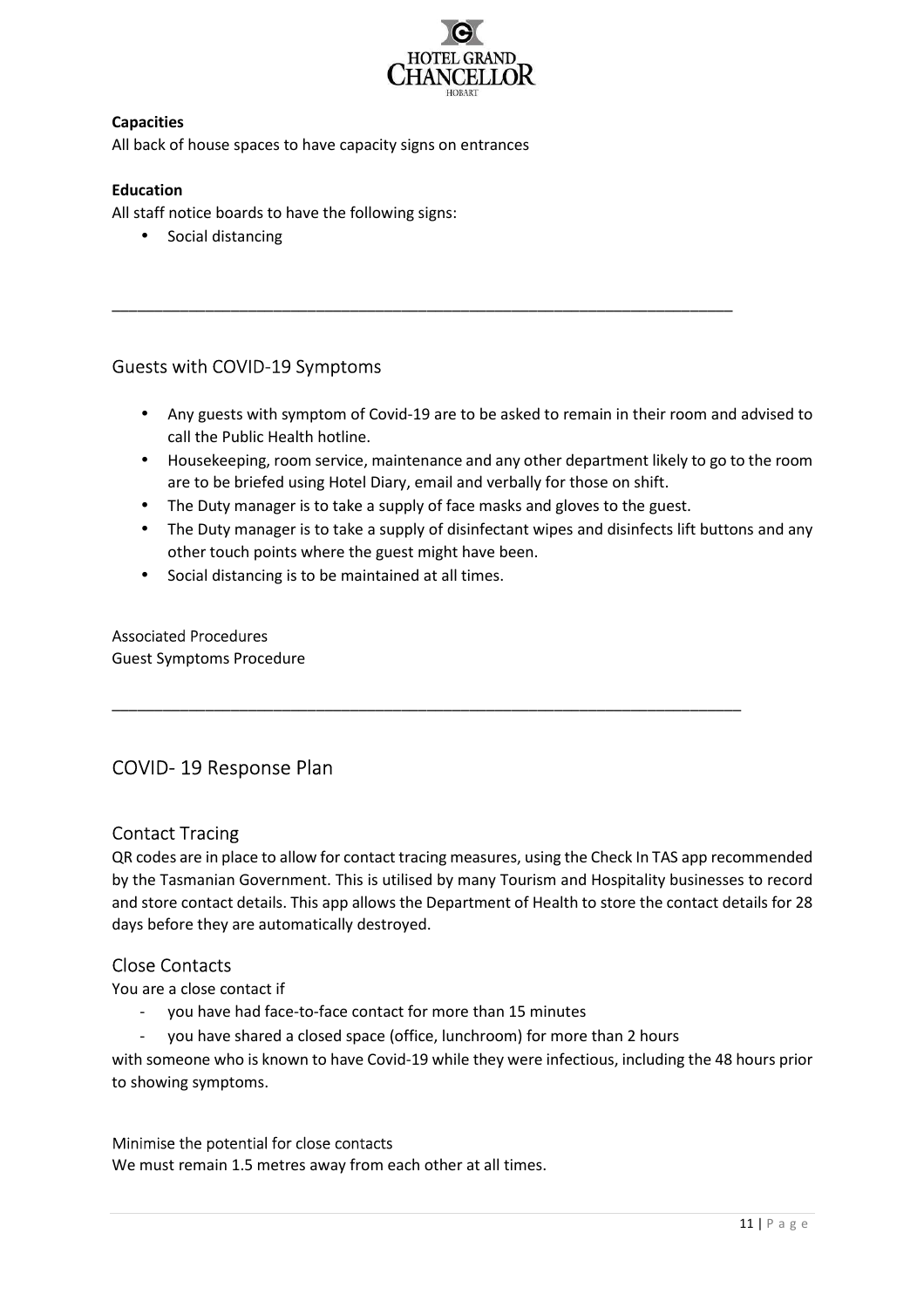**Capacities**

All back of house spaces to have capacity signs on entrances

**Education**

All staff notice boards to have the following signs:

- Social distancing

---

## Guests with COVID-19 Symptoms

- Any guests with symptom of Covid-19 are to be asked to remain in their room and advised to call the Public Health hotline.
- Housekeeping, room service, maintenance and any other department likely to go to the room are to be briefed using Hotel Diary, email and verbally for those on shift.
- The Duty manager is to take a supply of face masks and gloves to the guest.
- The Duty manager is to take a supply of disinfectant wipes and disinfects lift buttons and any other touch points where the guest might have been.
- Social distancing is to be maintained at all times.

Associated Procedures

Guest Symptoms Procedure

---

# COVID- 19 Response Plan

## Contact Tracing

QR codes are in place to allow for contact tracing measures, using the Check In TAS app recommended by the Tasmanian Government. This is utilised by many Tourism and Hospitality businesses to record and store contact details. This app allows the Department of Health to store the contact details for 28 days before they are automatically destroyed.

## Close Contacts

You are a close contact if

- you have had face-to-face contact for more than 15 minutes
- you have shared a closed space (office, lunchroom) for more than 2 hours

with someone who is known to have Covid-19 while they were infectious, including the 48 hours prior to showing symptoms.

Minimise the potential for close contacts

We must remain 1.5 metres away from each other at all times.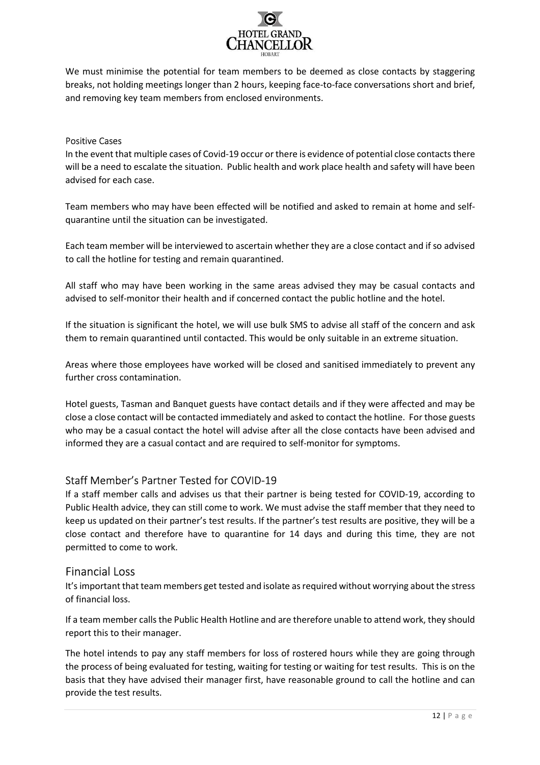We must minimise the potential for team members to be deemed as close contacts by staggering breaks, not holding meetings longer than 2 hours, keeping face-to-face conversations short and brief, and removing key team members from enclosed environments.

### Positive Cases

In the event that multiple cases of Covid-19 occur or there is evidence of potential close contacts there will be a need to escalate the situation. Public health and work place health and safety will have been advised for each case.

Team members who may have been effected will be notified and asked to remain at home and self-quarantine until the situation can be investigated.

Each team member will be interviewed to ascertain whether they are a close contact and if so advised to call the hotline for testing and remain quarantined.

All staff who may have been working in the same areas advised they may be casual contacts and advised to self-monitor their health and if concerned contact the public hotline and the hotel.

If the situation is significant the hotel, we will use bulk SMS to advise all staff of the concern and ask them to remain quarantined until contacted. This would be only suitable in an extreme situation.

Areas where those employees have worked will be closed and sanitised immediately to prevent any further cross contamination.

Hotel guests, Tasman and Banquet guests have contact details and if they were affected and may be close a close contact will be contacted immediately and asked to contact the hotline. For those guests who may be a casual contact the hotel will advise after all the close contacts have been advised and informed they are a casual contact and are required to self-monitor for symptoms.

## Staff Member's Partner Tested for COVID-19

If a staff member calls and advises us that their partner is being tested for COVID-19, according to Public Health advice, they can still come to work. We must advise the staff member that they need to keep us updated on their partner's test results. If the partner's test results are positive, they will be a close contact and therefore have to quarantine for 14 days and during this time, they are not permitted to come to work.

## Financial Loss

It's important that team members get tested and isolate as required without worrying about the stress of financial loss.

If a team member calls the Public Health Hotline and are therefore unable to attend work, they should report this to their manager.

The hotel intends to pay any staff members for loss of rostered hours while they are going through the process of being evaluated for testing, waiting for testing or waiting for test results. This is on the basis that they have advised their manager first, have reasonable ground to call the hotline and can provide the test results.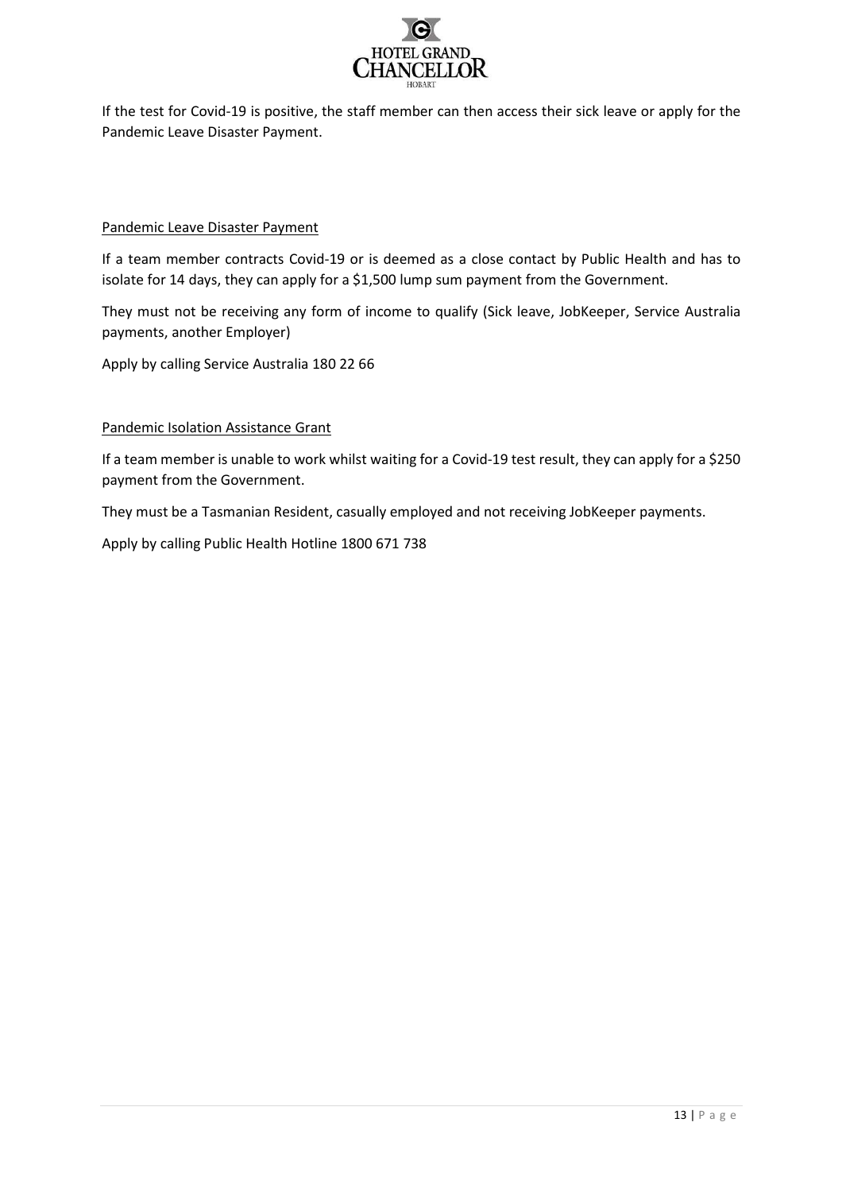If the test for Covid-19 is positive, the staff member can then access their sick leave or apply for the Pandemic Leave Disaster Payment.

<u>Pandemic Leave Disaster Payment</u>

If a team member contracts Covid-19 or is deemed as a close contact by Public Health and has to isolate for 14 days, they can apply for a $1,500 lump sum payment from the Government.

They must not be receiving any form of income to qualify (Sick leave, JobKeeper, Service Australia payments, another Employer)

Apply by calling Service Australia 180 22 66

<u>Pandemic Isolation Assistance Grant</u>

If a team member is unable to work whilst waiting for a Covid-19 test result, they can apply for a $250 payment from the Government.

They must be a Tasmanian Resident, casually employed and not receiving JobKeeper payments.

Apply by calling Public Health Hotline 1800 671 738